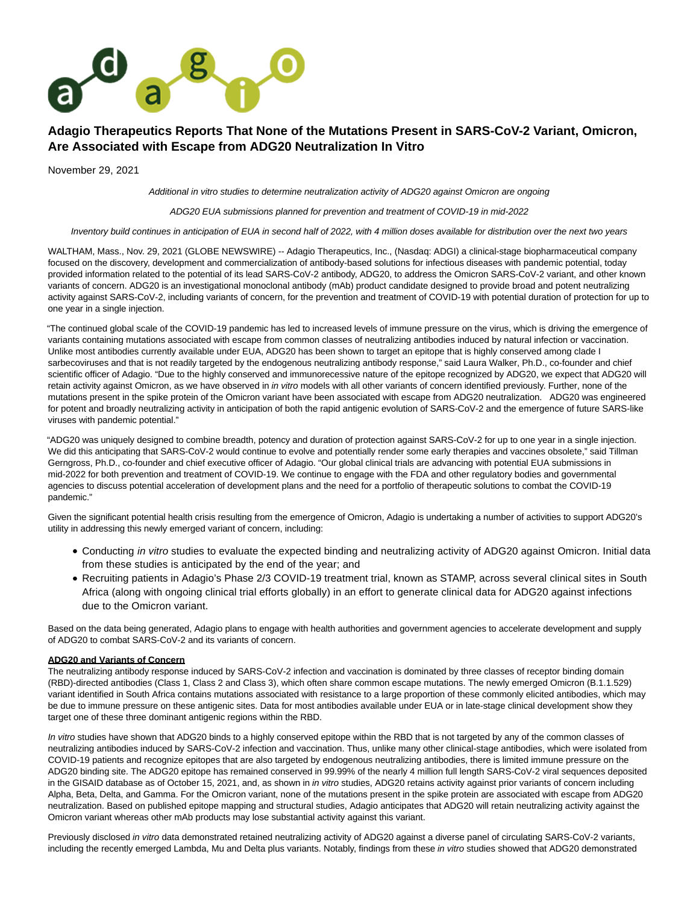# Adagio Therapeutics Reports That None of the Mutations Present in SARS-CoV-2 Variant, Omicron, Are Associated with Escape from ADG20 Neutralization In Vitro

November 29, 2021

*Additional in vitro studies to determine neutralization activity of ADG20 against Omicron are ongoing*

*ADG20 EUA submissions planned for prevention and treatment of COVID-19 in mid-2022*

*Inventory build continues in anticipation of EUA in second half of 2022, with 4 million doses available for distribution over the next two years*

WALTHAM, Mass., Nov. 29, 2021 (GLOBE NEWSWIRE) -- Adagio Therapeutics, Inc., (Nasdaq: ADGI) a clinical-stage biopharmaceutical company focused on the discovery, development and commercialization of antibody-based solutions for infectious diseases with pandemic potential, today provided information related to the potential of its lead SARS-CoV-2 antibody, ADG20, to address the Omicron SARS-CoV-2 variant, and other known variants of concern. ADG20 is an investigational monoclonal antibody (mAb) product candidate designed to provide broad and potent neutralizing activity against SARS-CoV-2, including variants of concern, for the prevention and treatment of COVID-19 with potential duration of protection for up to one year in a single injection.

"The continued global scale of the COVID-19 pandemic has led to increased levels of immune pressure on the virus, which is driving the emergence of variants containing mutations associated with escape from common classes of neutralizing antibodies induced by natural infection or vaccination. Unlike most antibodies currently available under EUA, ADG20 has been shown to target an epitope that is highly conserved among clade I sarbecoviruses and that is not readily targeted by the endogenous neutralizing antibody response," said Laura Walker, Ph.D., co-founder and chief scientific officer of Adagio. "Due to the highly conserved and immunorecessive nature of the epitope recognized by ADG20, we expect that ADG20 will retain activity against Omicron, as we have observed in *in vitro* models with all other variants of concern identified previously. Further, none of the mutations present in the spike protein of the Omicron variant have been associated with escape from ADG20 neutralization. ADG20 was engineered for potent and broadly neutralizing activity in anticipation of both the rapid antigenic evolution of SARS-CoV-2 and the emergence of future SARS-like viruses with pandemic potential."

"ADG20 was uniquely designed to combine breadth, potency and duration of protection against SARS-CoV-2 for up to one year in a single injection. We did this anticipating that SARS-CoV-2 would continue to evolve and potentially render some early therapies and vaccines obsolete," said Tillman Gerngross, Ph.D., co-founder and chief executive officer of Adagio. "Our global clinical trials are advancing with potential EUA submissions in mid-2022 for both prevention and treatment of COVID-19. We continue to engage with the FDA and other regulatory bodies and governmental agencies to discuss potential acceleration of development plans and the need for a portfolio of therapeutic solutions to combat the COVID-19 pandemic."

Given the significant potential health crisis resulting from the emergence of Omicron, Adagio is undertaking a number of activities to support ADG20's utility in addressing this newly emerged variant of concern, including:

- Conducting *in vitro* studies to evaluate the expected binding and neutralizing activity of ADG20 against Omicron. Initial data from these studies is anticipated by the end of the year; and
- Recruiting patients in Adagio's Phase 2/3 COVID-19 treatment trial, known as STAMP, across several clinical sites in South Africa (along with ongoing clinical trial efforts globally) in an effort to generate clinical data for ADG20 against infections due to the Omicron variant.

Based on the data being generated, Adagio plans to engage with health authorities and government agencies to accelerate development and supply of ADG20 to combat SARS-CoV-2 and its variants of concern.

**ADG20 and Variants of Concern**

The neutralizing antibody response induced by SARS-CoV-2 infection and vaccination is dominated by three classes of receptor binding domain (RBD)-directed antibodies (Class 1, Class 2 and Class 3), which often share common escape mutations. The newly emerged Omicron (B.1.1.529) variant identified in South Africa contains mutations associated with resistance to a large proportion of these commonly elicited antibodies, which may be due to immune pressure on these antigenic sites. Data for most antibodies available under EUA or in late-stage clinical development show they target one of these three dominant antigenic regions within the RBD.

*In vitro* studies have shown that ADG20 binds to a highly conserved epitope within the RBD that is not targeted by any of the common classes of neutralizing antibodies induced by SARS-CoV-2 infection and vaccination. Thus, unlike many other clinical-stage antibodies, which were isolated from COVID-19 patients and recognize epitopes that are also targeted by endogenous neutralizing antibodies, there is limited immune pressure on the ADG20 binding site. The ADG20 epitope has remained conserved in 99.99% of the nearly 4 million full length SARS-CoV-2 viral sequences deposited in the GISAID database as of October 15, 2021, and, as shown in *in vitro* studies, ADG20 retains activity against prior variants of concern including Alpha, Beta, Delta, and Gamma. For the Omicron variant, none of the mutations present in the spike protein are associated with escape from ADG20 neutralization. Based on published epitope mapping and structural studies, Adagio anticipates that ADG20 will retain neutralizing activity against the Omicron variant whereas other mAb products may lose substantial activity against this variant.

Previously disclosed *in vitro* data demonstrated retained neutralizing activity of ADG20 against a diverse panel of circulating SARS-CoV-2 variants, including the recently emerged Lambda, Mu and Delta plus variants. Notably, findings from these *in vitro* studies showed that ADG20 demonstrated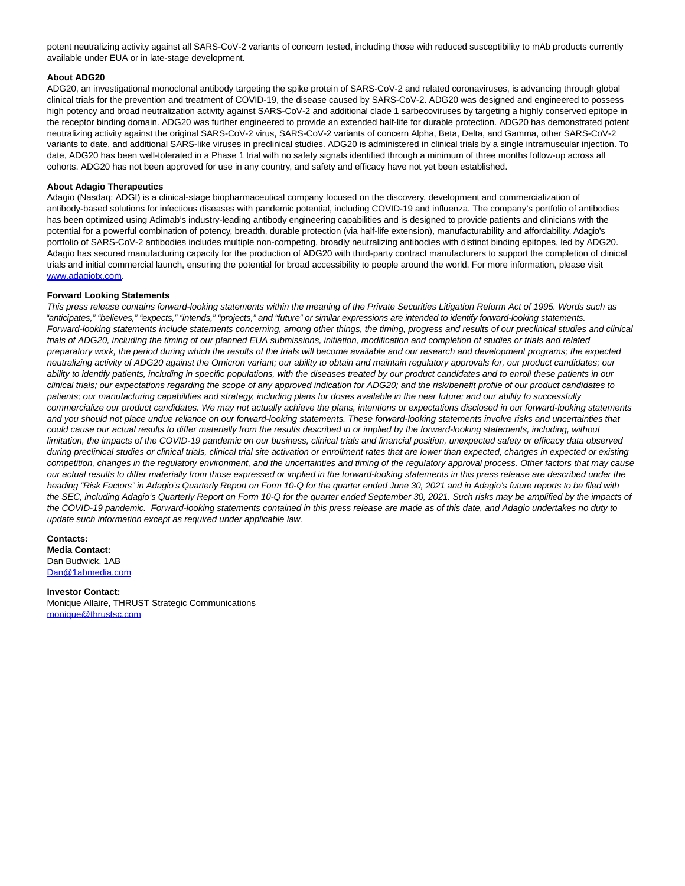potent neutralizing activity against all SARS-CoV-2 variants of concern tested, including those with reduced susceptibility to mAb products currently available under EUA or in late-stage development.

**About ADG20**

ADG20, an investigational monoclonal antibody targeting the spike protein of SARS-CoV-2 and related coronaviruses, is advancing through global clinical trials for the prevention and treatment of COVID-19, the disease caused by SARS-CoV-2. ADG20 was designed and engineered to possess high potency and broad neutralization activity against SARS-CoV-2 and additional clade 1 sarbecoviruses by targeting a highly conserved epitope in the receptor binding domain. ADG20 was further engineered to provide an extended half-life for durable protection. ADG20 has demonstrated potent neutralizing activity against the original SARS-CoV-2 virus, SARS-CoV-2 variants of concern Alpha, Beta, Delta, and Gamma, other SARS-CoV-2 variants to date, and additional SARS-like viruses in preclinical studies. ADG20 is administered in clinical trials by a single intramuscular injection. To date, ADG20 has been well-tolerated in a Phase 1 trial with no safety signals identified through a minimum of three months follow-up across all cohorts. ADG20 has not been approved for use in any country, and safety and efficacy have not yet been established.

**About Adagio Therapeutics**

Adagio (Nasdaq: ADGI) is a clinical-stage biopharmaceutical company focused on the discovery, development and commercialization of antibody-based solutions for infectious diseases with pandemic potential, including COVID-19 and influenza. The company's portfolio of antibodies has been optimized using Adimab's industry-leading antibody engineering capabilities and is designed to provide patients and clinicians with the potential for a powerful combination of potency, breadth, durable protection (via half-life extension), manufacturability and affordability. Adagio's portfolio of SARS-CoV-2 antibodies includes multiple non-competing, broadly neutralizing antibodies with distinct binding epitopes, led by ADG20. Adagio has secured manufacturing capacity for the production of ADG20 with third-party contract manufacturers to support the completion of clinical trials and initial commercial launch, ensuring the potential for broad accessibility to people around the world. For more information, please visit www.adagiotx.com.

**Forward Looking Statements**

*This press release contains forward-looking statements within the meaning of the Private Securities Litigation Reform Act of 1995. Words such as "anticipates," "believes," "expects," "intends," "projects," and "future" or similar expressions are intended to identify forward-looking statements. Forward-looking statements include statements concerning, among other things, the timing, progress and results of our preclinical studies and clinical trials of ADG20, including the timing of our planned EUA submissions, initiation, modification and completion of studies or trials and related preparatory work, the period during which the results of the trials will become available and our research and development programs; the expected neutralizing activity of ADG20 against the Omicron variant; our ability to obtain and maintain regulatory approvals for, our product candidates; our ability to identify patients, including in specific populations, with the diseases treated by our product candidates and to enroll these patients in our clinical trials; our expectations regarding the scope of any approved indication for ADG20; and the risk/benefit profile of our product candidates to patients; our manufacturing capabilities and strategy, including plans for doses available in the near future; and our ability to successfully commercialize our product candidates. We may not actually achieve the plans, intentions or expectations disclosed in our forward-looking statements and you should not place undue reliance on our forward-looking statements. These forward-looking statements involve risks and uncertainties that could cause our actual results to differ materially from the results described in or implied by the forward-looking statements, including, without limitation, the impacts of the COVID-19 pandemic on our business, clinical trials and financial position, unexpected safety or efficacy data observed during preclinical studies or clinical trials, clinical trial site activation or enrollment rates that are lower than expected, changes in expected or existing competition, changes in the regulatory environment, and the uncertainties and timing of the regulatory approval process. Other factors that may cause our actual results to differ materially from those expressed or implied in the forward-looking statements in this press release are described under the heading "Risk Factors" in Adagio's Quarterly Report on Form 10-Q for the quarter ended June 30, 2021 and in Adagio's future reports to be filed with the SEC, including Adagio's Quarterly Report on Form 10-Q for the quarter ended September 30, 2021. Such risks may be amplified by the impacts of the COVID-19 pandemic. Forward-looking statements contained in this press release are made as of this date, and Adagio undertakes no duty to update such information except as required under applicable law.*

**Contacts:**
**Media Contact:**
Dan Budwick, 1AB
Dan@1abmedia.com

**Investor Contact:**
Monique Allaire, THRUST Strategic Communications
monique@thrustsc.com